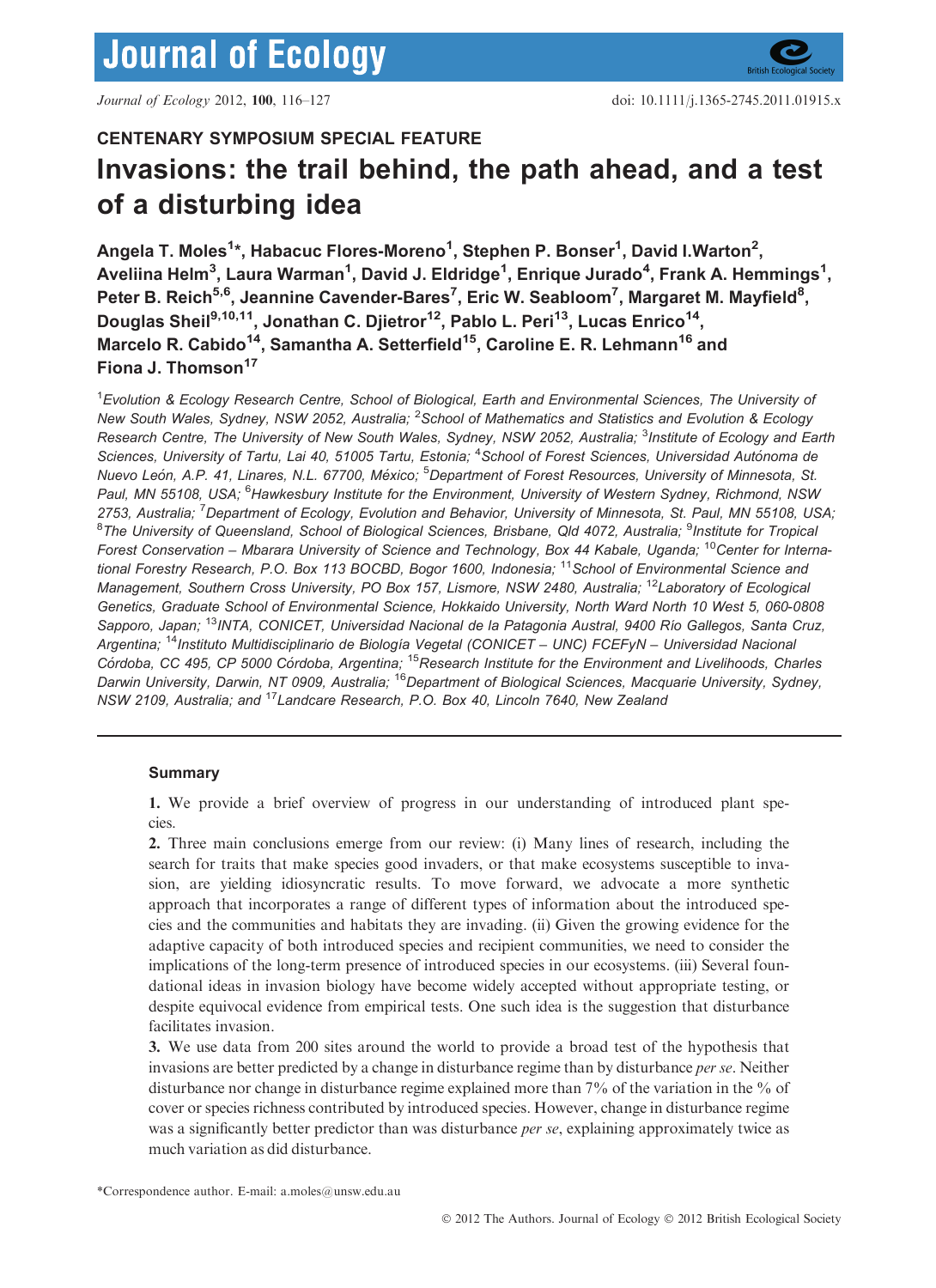CENTENARY SYMPOSIUM SPECIAL FEATURE

# Invasions: the trail behind, the path ahead, and a test of a disturbing idea

**Angela T. Moles[1]*, Habacuc Flores-Moreno[1], Stephen P. Bonser[1], David I.Warton[2], Aveliina Helm[3], Laura Warman[1], David J. Eldridge[1], Enrique Jurado[4], Frank A. Hemmings[1], Peter B. Reich[5,6], Jeannine Cavender-Bares[7], Eric W. Seabloom[7], Margaret M. Mayfield[8], Douglas Sheil[9,10,11], Jonathan C. Djietror[12], Pablo L. Peri[13], Lucas Enrico[14], Marcelo R. Cabido[14], Samantha A. Setterfield[15], Caroline E. R. Lehmann[16] and Fiona J. Thomson[17]**

[1]*Evolution & Ecology Research Centre, School of Biological, Earth and Environmental Sciences, The University of New South Wales, Sydney, NSW 2052, Australia;* [2]*School of Mathematics and Statistics and Evolution & Ecology Research Centre, The University of New South Wales, Sydney, NSW 2052, Australia;* [3]*Institute of Ecology and Earth Sciences, University of Tartu, Lai 40, 51005 Tartu, Estonia;* [4]*School of Forest Sciences, Universidad Autónoma de Nuevo León, A.P. 41, Linares, N.L. 67700, México;* [5]*Department of Forest Resources, University of Minnesota, St. Paul, MN 55108, USA;* [6]*Hawkesbury Institute for the Environment, University of Western Sydney, Richmond, NSW 2753, Australia;* [7]*Department of Ecology, Evolution and Behavior, University of Minnesota, St. Paul, MN 55108, USA;* [8]*The University of Queensland, School of Biological Sciences, Brisbane, Qld 4072, Australia;* [9]*Institute for Tropical Forest Conservation – Mbarara University of Science and Technology, Box 44 Kabale, Uganda;* [10]*Center for International Forestry Research, P.O. Box 113 BOCBD, Bogor 1600, Indonesia;* [11]*School of Environmental Science and Management, Southern Cross University, PO Box 157, Lismore, NSW 2480, Australia;* [12]*Laboratory of Ecological Genetics, Graduate School of Environmental Science, Hokkaido University, North Ward North 10 West 5, 060-0808 Sapporo, Japan;* [13]*INTA, CONICET, Universidad Nacional de la Patagonia Austral, 9400 Río Gallegos, Santa Cruz, Argentina;* [14]*Instituto Multidisciplinario de Biología Vegetal (CONICET – UNC) FCEFyN – Universidad Nacional Córdoba, CC 495, CP 5000 Córdoba, Argentina;* [15]*Research Institute for the Environment and Livelihoods, Charles Darwin University, Darwin, NT 0909, Australia;* [16]*Department of Biological Sciences, Macquarie University, Sydney, NSW 2109, Australia; and* [17]*Landcare Research, P.O. Box 40, Lincoln 7640, New Zealand*

## Summary

**1.** We provide a brief overview of progress in our understanding of introduced plant species.

**2.** Three main conclusions emerge from our review: (i) Many lines of research, including the search for traits that make species good invaders, or that make ecosystems susceptible to invasion, are yielding idiosyncratic results. To move forward, we advocate a more synthetic approach that incorporates a range of different types of information about the introduced species and the communities and habitats they are invading. (ii) Given the growing evidence for the adaptive capacity of both introduced species and recipient communities, we need to consider the implications of the long-term presence of introduced species in our ecosystems. (iii) Several foundational ideas in invasion biology have become widely accepted without appropriate testing, or despite equivocal evidence from empirical tests. One such idea is the suggestion that disturbance facilitates invasion.

**3.** We use data from 200 sites around the world to provide a broad test of the hypothesis that invasions are better predicted by a change in disturbance regime than by disturbance *per se*. Neither disturbance nor change in disturbance regime explained more than 7% of the variation in the % of cover or species richness contributed by introduced species. However, change in disturbance regime was a significantly better predictor than was disturbance *per se*, explaining approximately twice as much variation as did disturbance.

*Correspondence author. E-mail: a.moles@unsw.edu.au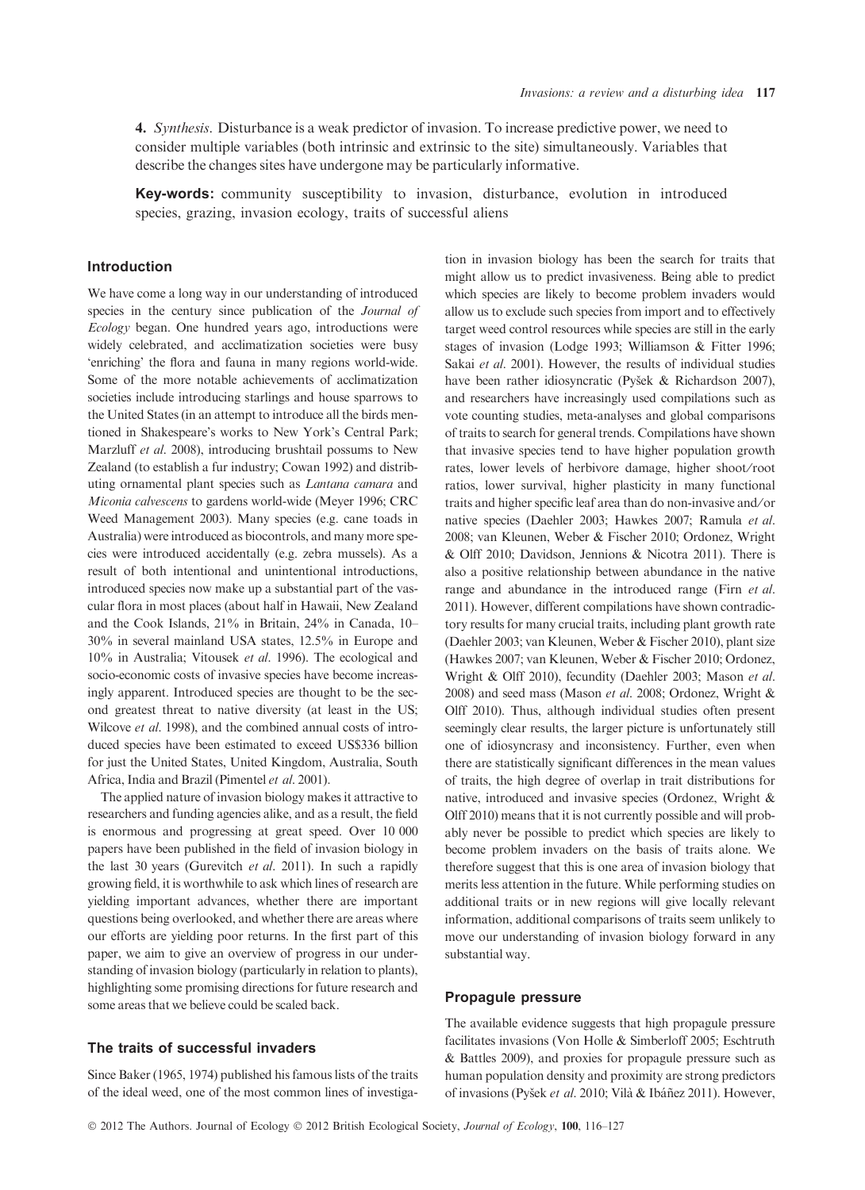4. *Synthesis.* Disturbance is a weak predictor of invasion. To increase predictive power, we need to consider multiple variables (both intrinsic and extrinsic to the site) simultaneously. Variables that describe the changes sites have undergone may be particularly informative.

**Key-words:** community susceptibility to invasion, disturbance, evolution in introduced species, grazing, invasion ecology, traits of successful aliens

## Introduction

We have come a long way in our understanding of introduced species in the century since publication of the *Journal of Ecology* began. One hundred years ago, introductions were widely celebrated, and acclimatization societies were busy 'enriching' the flora and fauna in many regions world-wide. Some of the more notable achievements of acclimatization societies include introducing starlings and house sparrows to the United States (in an attempt to introduce all the birds mentioned in Shakespeare's works to New York's Central Park; Marzluff *et al.* 2008), introducing brushtail possums to New Zealand (to establish a fur industry; Cowan 1992) and distributing ornamental plant species such as *Lantana camara* and *Miconia calvescens* to gardens world-wide (Meyer 1996; CRC Weed Management 2003). Many species (e.g. cane toads in Australia) were introduced as biocontrols, and many more species were introduced accidentally (e.g. zebra mussels). As a result of both intentional and unintentional introductions, introduced species now make up a substantial part of the vascular flora in most places (about half in Hawaii, New Zealand and the Cook Islands, 21% in Britain, 24% in Canada, 10–30% in several mainland USA states, 12.5% in Europe and 10% in Australia; Vitousek *et al.* 1996). The ecological and socio-economic costs of invasive species have become increasingly apparent. Introduced species are thought to be the second greatest threat to native diversity (at least in the US; Wilcove *et al.* 1998), and the combined annual costs of introduced species have been estimated to exceed US$336 billion for just the United States, United Kingdom, Australia, South Africa, India and Brazil (Pimentel *et al.* 2001).

The applied nature of invasion biology makes it attractive to researchers and funding agencies alike, and as a result, the field is enormous and progressing at great speed. Over 10 000 papers have been published in the field of invasion biology in the last 30 years (Gurevitch *et al.* 2011). In such a rapidly growing field, it is worthwhile to ask which lines of research are yielding important advances, whether there are important questions being overlooked, and whether there are areas where our efforts are yielding poor returns. In the first part of this paper, we aim to give an overview of progress in our understanding of invasion biology (particularly in relation to plants), highlighting some promising directions for future research and some areas that we believe could be scaled back.

## The traits of successful invaders

Since Baker (1965, 1974) published his famous lists of the traits of the ideal weed, one of the most common lines of investigation in invasion biology has been the search for traits that might allow us to predict invasiveness. Being able to predict which species are likely to become problem invaders would allow us to exclude such species from import and to effectively target weed control resources while species are still in the early stages of invasion (Lodge 1993; Williamson & Fitter 1996; Sakai *et al.* 2001). However, the results of individual studies have been rather idiosyncratic (Pyšek & Richardson 2007), and researchers have increasingly used compilations such as vote counting studies, meta-analyses and global comparisons of traits to search for general trends. Compilations have shown that invasive species tend to have higher population growth rates, lower levels of herbivore damage, higher shoot/root ratios, lower survival, higher plasticity in many functional traits and higher specific leaf area than do non-invasive and/or native species (Daehler 2003; Hawkes 2007; Ramula *et al.* 2008; van Kleunen, Weber & Fischer 2010; Ordonez, Wright & Olff 2010; Davidson, Jennions & Nicotra 2011). There is also a positive relationship between abundance in the native range and abundance in the introduced range (Firn *et al.* 2011). However, different compilations have shown contradictory results for many crucial traits, including plant growth rate (Daehler 2003; van Kleunen, Weber & Fischer 2010), plant size (Hawkes 2007; van Kleunen, Weber & Fischer 2010; Ordonez, Wright & Olff 2010), fecundity (Daehler 2003; Mason *et al.* 2008) and seed mass (Mason *et al.* 2008; Ordonez, Wright & Olff 2010). Thus, although individual studies often present seemingly clear results, the larger picture is unfortunately still one of idiosyncrasy and inconsistency. Further, even when there are statistically significant differences in the mean values of traits, the high degree of overlap in trait distributions for native, introduced and invasive species (Ordonez, Wright & Olff 2010) means that it is not currently possible and will probably never be possible to predict which species are likely to become problem invaders on the basis of traits alone. We therefore suggest that this is one area of invasion biology that merits less attention in the future. While performing studies on additional traits or in new regions will give locally relevant information, additional comparisons of traits seem unlikely to move our understanding of invasion biology forward in any substantial way.

## Propagule pressure

The available evidence suggests that high propagule pressure facilitates invasions (Von Holle & Simberloff 2005; Eschtruth & Battles 2009), and proxies for propagule pressure such as human population density and proximity are strong predictors of invasions (Pyšek *et al.* 2010; Vilà & Ibáñez 2011). However,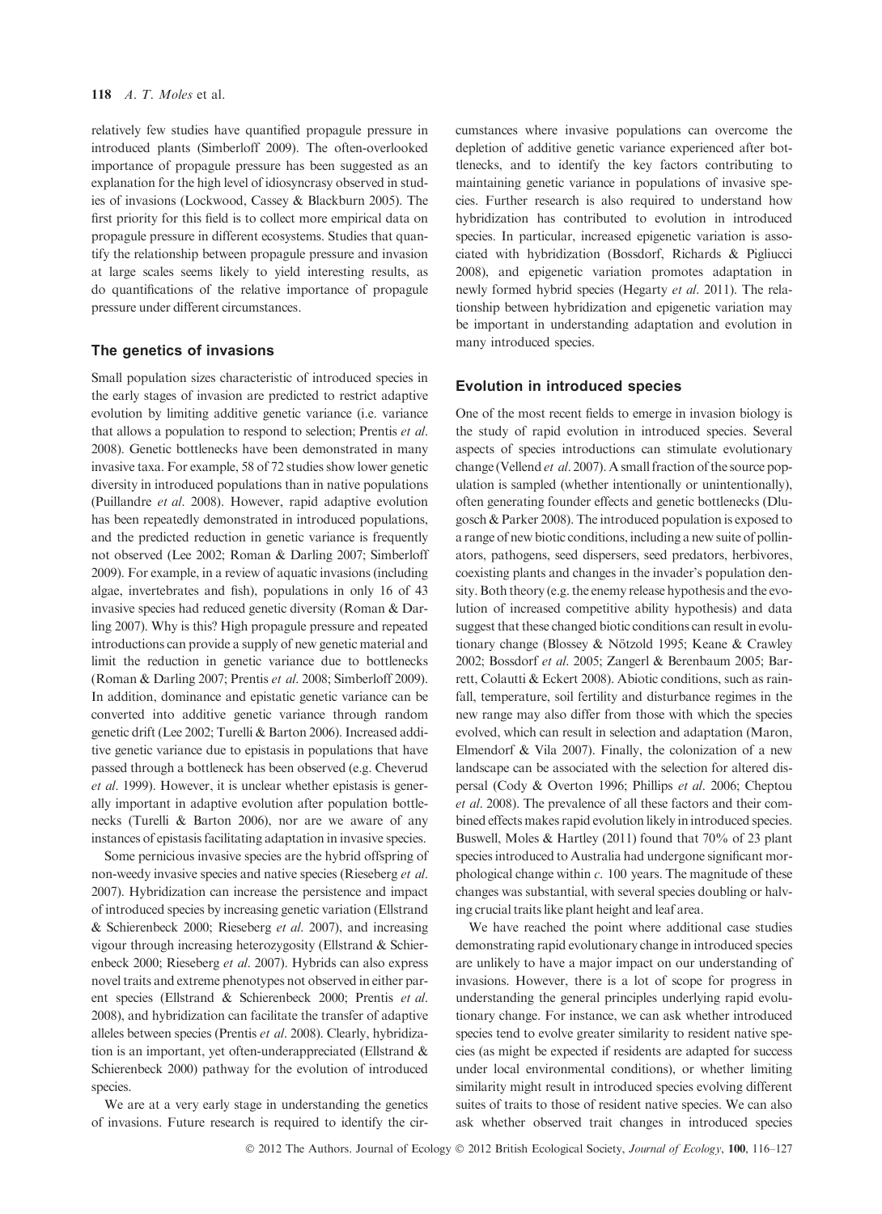relatively few studies have quantified propagule pressure in introduced plants (Simberloff 2009). The often-overlooked importance of propagule pressure has been suggested as an explanation for the high level of idiosyncrasy observed in studies of invasions (Lockwood, Cassey & Blackburn 2005). The first priority for this field is to collect more empirical data on propagule pressure in different ecosystems. Studies that quantify the relationship between propagule pressure and invasion at large scales seems likely to yield interesting results, as do quantifications of the relative importance of propagule pressure under different circumstances.

## The genetics of invasions

Small population sizes characteristic of introduced species in the early stages of invasion are predicted to restrict adaptive evolution by limiting additive genetic variance (i.e. variance that allows a population to respond to selection; Prentis *et al*. 2008). Genetic bottlenecks have been demonstrated in many invasive taxa. For example, 58 of 72 studies show lower genetic diversity in introduced populations than in native populations (Puillandre *et al*. 2008). However, rapid adaptive evolution has been repeatedly demonstrated in introduced populations, and the predicted reduction in genetic variance is frequently not observed (Lee 2002; Roman & Darling 2007; Simberloff 2009). For example, in a review of aquatic invasions (including algae, invertebrates and fish), populations in only 16 of 43 invasive species had reduced genetic diversity (Roman & Darling 2007). Why is this? High propagule pressure and repeated introductions can provide a supply of new genetic material and limit the reduction in genetic variance due to bottlenecks (Roman & Darling 2007; Prentis *et al*. 2008; Simberloff 2009). In addition, dominance and epistatic genetic variance can be converted into additive genetic variance through random genetic drift (Lee 2002; Turelli & Barton 2006). Increased additive genetic variance due to epistasis in populations that have passed through a bottleneck has been observed (e.g. Cheverud *et al*. 1999). However, it is unclear whether epistasis is generally important in adaptive evolution after population bottlenecks (Turelli & Barton 2006), nor are we aware of any instances of epistasis facilitating adaptation in invasive species.

Some pernicious invasive species are the hybrid offspring of non-weedy invasive species and native species (Rieseberg *et al*. 2007). Hybridization can increase the persistence and impact of introduced species by increasing genetic variation (Ellstrand & Schierenbeck 2000; Rieseberg *et al*. 2007), and increasing vigour through increasing heterozygosity (Ellstrand & Schierenbeck 2000; Rieseberg *et al*. 2007). Hybrids can also express novel traits and extreme phenotypes not observed in either parent species (Ellstrand & Schierenbeck 2000; Prentis *et al*. 2008), and hybridization can facilitate the transfer of adaptive alleles between species (Prentis *et al*. 2008). Clearly, hybridization is an important, yet often-underappreciated (Ellstrand & Schierenbeck 2000) pathway for the evolution of introduced species.

We are at a very early stage in understanding the genetics of invasions. Future research is required to identify the circumstances where invasive populations can overcome the depletion of additive genetic variance experienced after bottlenecks, and to identify the key factors contributing to maintaining genetic variance in populations of invasive species. Further research is also required to understand how hybridization has contributed to evolution in introduced species. In particular, increased epigenetic variation is associated with hybridization (Bossdorf, Richards & Pigliucci 2008), and epigenetic variation promotes adaptation in newly formed hybrid species (Hegarty *et al*. 2011). The relationship between hybridization and epigenetic variation may be important in understanding adaptation and evolution in many introduced species.

## Evolution in introduced species

One of the most recent fields to emerge in invasion biology is the study of rapid evolution in introduced species. Several aspects of species introductions can stimulate evolutionary change (Vellend *et al*. 2007). A small fraction of the source population is sampled (whether intentionally or unintentionally), often generating founder effects and genetic bottlenecks (Dlugosch & Parker 2008). The introduced population is exposed to a range of new biotic conditions, including a new suite of pollinators, pathogens, seed dispersers, seed predators, herbivores, coexisting plants and changes in the invader's population density. Both theory (e.g. the enemy release hypothesis and the evolution of increased competitive ability hypothesis) and data suggest that these changed biotic conditions can result in evolutionary change (Blossey & Nötzold 1995; Keane & Crawley 2002; Bossdorf *et al*. 2005; Zangerl & Berenbaum 2005; Barrett, Colautti & Eckert 2008). Abiotic conditions, such as rainfall, temperature, soil fertility and disturbance regimes in the new range may also differ from those with which the species evolved, which can result in selection and adaptation (Maron, Elmendorf & Vila 2007). Finally, the colonization of a new landscape can be associated with the selection for altered dispersal (Cody & Overton 1996; Phillips *et al*. 2006; Cheptou *et al*. 2008). The prevalence of all these factors and their combined effects makes rapid evolution likely in introduced species. Buswell, Moles & Hartley (2011) found that 70% of 23 plant species introduced to Australia had undergone significant morphological change within *c*. 100 years. The magnitude of these changes was substantial, with several species doubling or halving crucial traits like plant height and leaf area.

We have reached the point where additional case studies demonstrating rapid evolutionary change in introduced species are unlikely to have a major impact on our understanding of invasions. However, there is a lot of scope for progress in understanding the general principles underlying rapid evolutionary change. For instance, we can ask whether introduced species tend to evolve greater similarity to resident native species (as might be expected if residents are adapted for success under local environmental conditions), or whether limiting similarity might result in introduced species evolving different suites of traits to those of resident native species. We can also ask whether observed trait changes in introduced species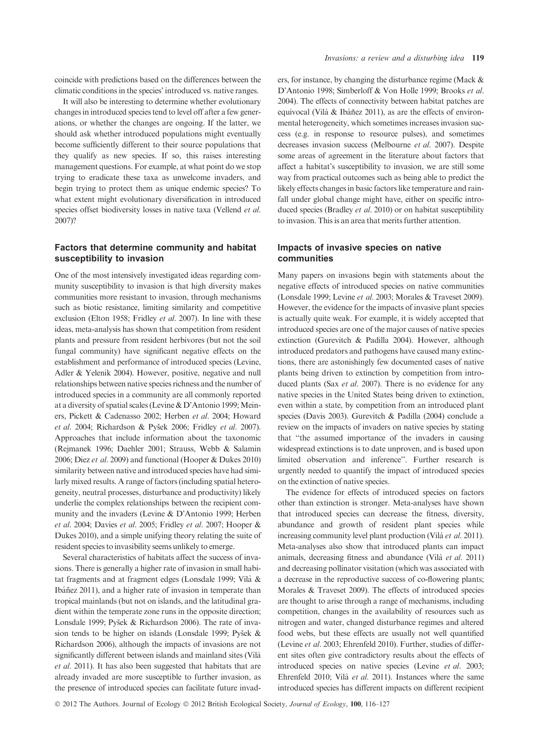coincide with predictions based on the differences between the climatic conditions in the species' introduced vs. native ranges.

It will also be interesting to determine whether evolutionary changes in introduced species tend to level off after a few generations, or whether the changes are ongoing. If the latter, we should ask whether introduced populations might eventually become sufficiently different to their source populations that they qualify as new species. If so, this raises interesting management questions. For example, at what point do we stop trying to eradicate these taxa as unwelcome invaders, and begin trying to protect them as unique endemic species? To what extent might evolutionary diversification in introduced species offset biodiversity losses in native taxa (Vellend *et al*. 2007)?

## Factors that determine community and habitat susceptibility to invasion

One of the most intensively investigated ideas regarding community susceptibility to invasion is that high diversity makes communities more resistant to invasion, through mechanisms such as biotic resistance, limiting similarity and competitive exclusion (Elton 1958; Fridley *et al*. 2007). In line with these ideas, meta-analysis has shown that competition from resident plants and pressure from resident herbivores (but not the soil fungal community) have significant negative effects on the establishment and performance of introduced species (Levine, Adler & Yelenik 2004). However, positive, negative and null relationships between native species richness and the number of introduced species in a community are all commonly reported at a diversity of spatial scales (Levine & D'Antonio 1999; Meiners, Pickett & Cadenasso 2002; Herben *et al*. 2004; Howard *et al*. 2004; Richardson & Pyšek 2006; Fridley *et al*. 2007). Approaches that include information about the taxonomic (Rejmanek 1996; Daehler 2001; Strauss, Webb & Salamin 2006; Diez *et al*. 2009) and functional (Hooper & Dukes 2010) similarity between native and introduced species have had similarly mixed results. A range of factors (including spatial heterogeneity, neutral processes, disturbance and productivity) likely underlie the complex relationships between the recipient community and the invaders (Levine & D'Antonio 1999; Herben *et al*. 2004; Davies *et al*. 2005; Fridley *et al*. 2007; Hooper & Dukes 2010), and a simple unifying theory relating the suite of resident species to invasibility seems unlikely to emerge.

Several characteristics of habitats affect the success of invasions. There is generally a higher rate of invasion in small habitat fragments and at fragment edges (Lonsdale 1999; Vilà & Ibáñez 2011), and a higher rate of invasion in temperate than tropical mainlands (but not on islands, and the latitudinal gradient within the temperate zone runs in the opposite direction; Lonsdale 1999; Pyšek & Richardson 2006). The rate of invasion tends to be higher on islands (Lonsdale 1999; Pyšek & Richardson 2006), although the impacts of invasions are not significantly different between islands and mainland sites (Vilà *et al*. 2011). It has also been suggested that habitats that are already invaded are more susceptible to further invasion, as the presence of introduced species can facilitate future invaders, for instance, by changing the disturbance regime (Mack & D'Antonio 1998; Simberloff & Von Holle 1999; Brooks *et al*. 2004). The effects of connectivity between habitat patches are equivocal (Vilà & Ibáñez 2011), as are the effects of environmental heterogeneity, which sometimes increases invasion success (e.g. in response to resource pulses), and sometimes decreases invasion success (Melbourne *et al*. 2007). Despite some areas of agreement in the literature about factors that affect a habitat's susceptibility to invasion, we are still some way from practical outcomes such as being able to predict the likely effects changes in basic factors like temperature and rainfall under global change might have, either on specific introduced species (Bradley *et al*. 2010) or on habitat susceptibility to invasion. This is an area that merits further attention.

## Impacts of invasive species on native communities

Many papers on invasions begin with statements about the negative effects of introduced species on native communities (Lonsdale 1999; Levine *et al*. 2003; Morales & Traveset 2009). However, the evidence for the impacts of invasive plant species is actually quite weak. For example, it is widely accepted that introduced species are one of the major causes of native species extinction (Gurevitch & Padilla 2004). However, although introduced predators and pathogens have caused many extinctions, there are astonishingly few documented cases of native plants being driven to extinction by competition from introduced plants (Sax *et al*. 2007). There is no evidence for any native species in the United States being driven to extinction, even within a state, by competition from an introduced plant species (Davis 2003). Gurevitch & Padilla (2004) conclude a review on the impacts of invaders on native species by stating that "the assumed importance of the invaders in causing widespread extinctions is to date unproven, and is based upon limited observation and inference". Further research is urgently needed to quantify the impact of introduced species on the extinction of native species.

The evidence for effects of introduced species on factors other than extinction is stronger. Meta-analyses have shown that introduced species can decrease the fitness, diversity, abundance and growth of resident plant species while increasing community level plant production (Vilà *et al*. 2011). Meta-analyses also show that introduced plants can impact animals, decreasing fitness and abundance (Vilà *et al*. 2011) and decreasing pollinator visitation (which was associated with a decrease in the reproductive success of co-flowering plants; Morales & Traveset 2009). The effects of introduced species are thought to arise through a range of mechanisms, including competition, changes in the availability of resources such as nitrogen and water, changed disturbance regimes and altered food webs, but these effects are usually not well quantified (Levine *et al*. 2003; Ehrenfeld 2010). Further, studies of different sites often give contradictory results about the effects of introduced species on native species (Levine *et al*. 2003; Ehrenfeld 2010; Vilà *et al*. 2011). Instances where the same introduced species has different impacts on different recipient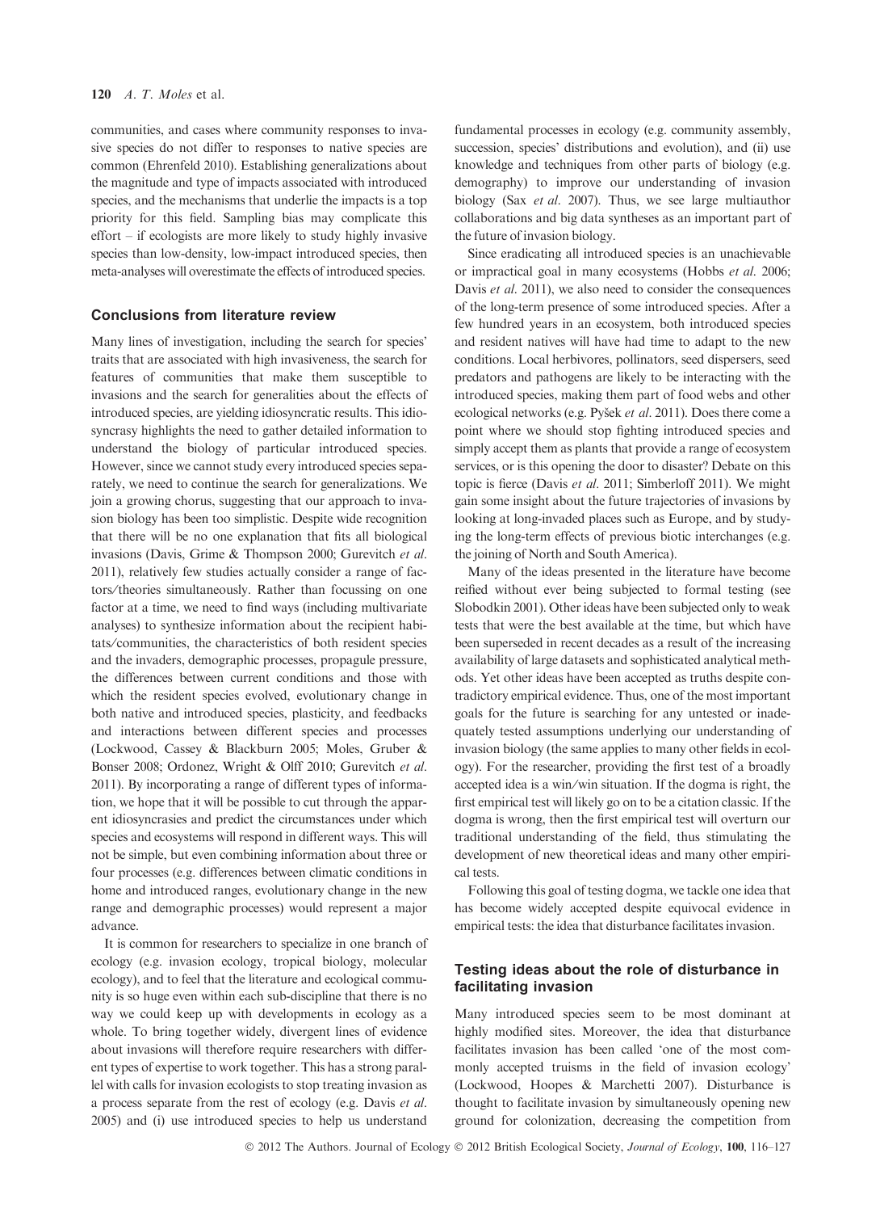communities, and cases where community responses to invasive species do not differ to responses to native species are common (Ehrenfeld 2010). Establishing generalizations about the magnitude and type of impacts associated with introduced species, and the mechanisms that underlie the impacts is a top priority for this field. Sampling bias may complicate this effort – if ecologists are more likely to study highly invasive species than low-density, low-impact introduced species, then meta-analyses will overestimate the effects of introduced species.

## Conclusions from literature review

Many lines of investigation, including the search for species' traits that are associated with high invasiveness, the search for features of communities that make them susceptible to invasions and the search for generalities about the effects of introduced species, are yielding idiosyncratic results. This idiosyncrasy highlights the need to gather detailed information to understand the biology of particular introduced species. However, since we cannot study every introduced species separately, we need to continue the search for generalizations. We join a growing chorus, suggesting that our approach to invasion biology has been too simplistic. Despite wide recognition that there will be no one explanation that fits all biological invasions (Davis, Grime & Thompson 2000; Gurevitch *et al.* 2011), relatively few studies actually consider a range of factors/theories simultaneously. Rather than focussing on one factor at a time, we need to find ways (including multivariate analyses) to synthesize information about the recipient habitats/communities, the characteristics of both resident species and the invaders, demographic processes, propagule pressure, the differences between current conditions and those with which the resident species evolved, evolutionary change in both native and introduced species, plasticity, and feedbacks and interactions between different species and processes (Lockwood, Cassey & Blackburn 2005; Moles, Gruber & Bonser 2008; Ordonez, Wright & Olff 2010; Gurevitch *et al.* 2011). By incorporating a range of different types of information, we hope that it will be possible to cut through the apparent idiosyncrasies and predict the circumstances under which species and ecosystems will respond in different ways. This will not be simple, but even combining information about three or four processes (e.g. differences between climatic conditions in home and introduced ranges, evolutionary change in the new range and demographic processes) would represent a major advance.

It is common for researchers to specialize in one branch of ecology (e.g. invasion ecology, tropical biology, molecular ecology), and to feel that the literature and ecological community is so huge even within each sub-discipline that there is no way we could keep up with developments in ecology as a whole. To bring together widely, divergent lines of evidence about invasions will therefore require researchers with different types of expertise to work together. This has a strong parallel with calls for invasion ecologists to stop treating invasion as a process separate from the rest of ecology (e.g. Davis *et al.* 2005) and (i) use introduced species to help us understand fundamental processes in ecology (e.g. community assembly, succession, species' distributions and evolution), and (ii) use knowledge and techniques from other parts of biology (e.g. demography) to improve our understanding of invasion biology (Sax *et al.* 2007). Thus, we see large multiauthor collaborations and big data syntheses as an important part of the future of invasion biology.

Since eradicating all introduced species is an unachievable or impractical goal in many ecosystems (Hobbs *et al.* 2006; Davis *et al.* 2011), we also need to consider the consequences of the long-term presence of some introduced species. After a few hundred years in an ecosystem, both introduced species and resident natives will have had time to adapt to the new conditions. Local herbivores, pollinators, seed dispersers, seed predators and pathogens are likely to be interacting with the introduced species, making them part of food webs and other ecological networks (e.g. Pyšek *et al.* 2011). Does there come a point where we should stop fighting introduced species and simply accept them as plants that provide a range of ecosystem services, or is this opening the door to disaster? Debate on this topic is fierce (Davis *et al.* 2011; Simberloff 2011). We might gain some insight about the future trajectories of invasions by looking at long-invaded places such as Europe, and by studying the long-term effects of previous biotic interchanges (e.g. the joining of North and South America).

Many of the ideas presented in the literature have become reified without ever being subjected to formal testing (see Slobodkin 2001). Other ideas have been subjected only to weak tests that were the best available at the time, but which have been superseded in recent decades as a result of the increasing availability of large datasets and sophisticated analytical methods. Yet other ideas have been accepted as truths despite contradictory empirical evidence. Thus, one of the most important goals for the future is searching for any untested or inadequately tested assumptions underlying our understanding of invasion biology (the same applies to many other fields in ecology). For the researcher, providing the first test of a broadly accepted idea is a win/win situation. If the dogma is right, the first empirical test will likely go on to be a citation classic. If the dogma is wrong, then the first empirical test will overturn our traditional understanding of the field, thus stimulating the development of new theoretical ideas and many other empirical tests.

Following this goal of testing dogma, we tackle one idea that has become widely accepted despite equivocal evidence in empirical tests: the idea that disturbance facilitates invasion.

## Testing ideas about the role of disturbance in facilitating invasion

Many introduced species seem to be most dominant at highly modified sites. Moreover, the idea that disturbance facilitates invasion has been called 'one of the most commonly accepted truisms in the field of invasion ecology' (Lockwood, Hoopes & Marchetti 2007). Disturbance is thought to facilitate invasion by simultaneously opening new ground for colonization, decreasing the competition from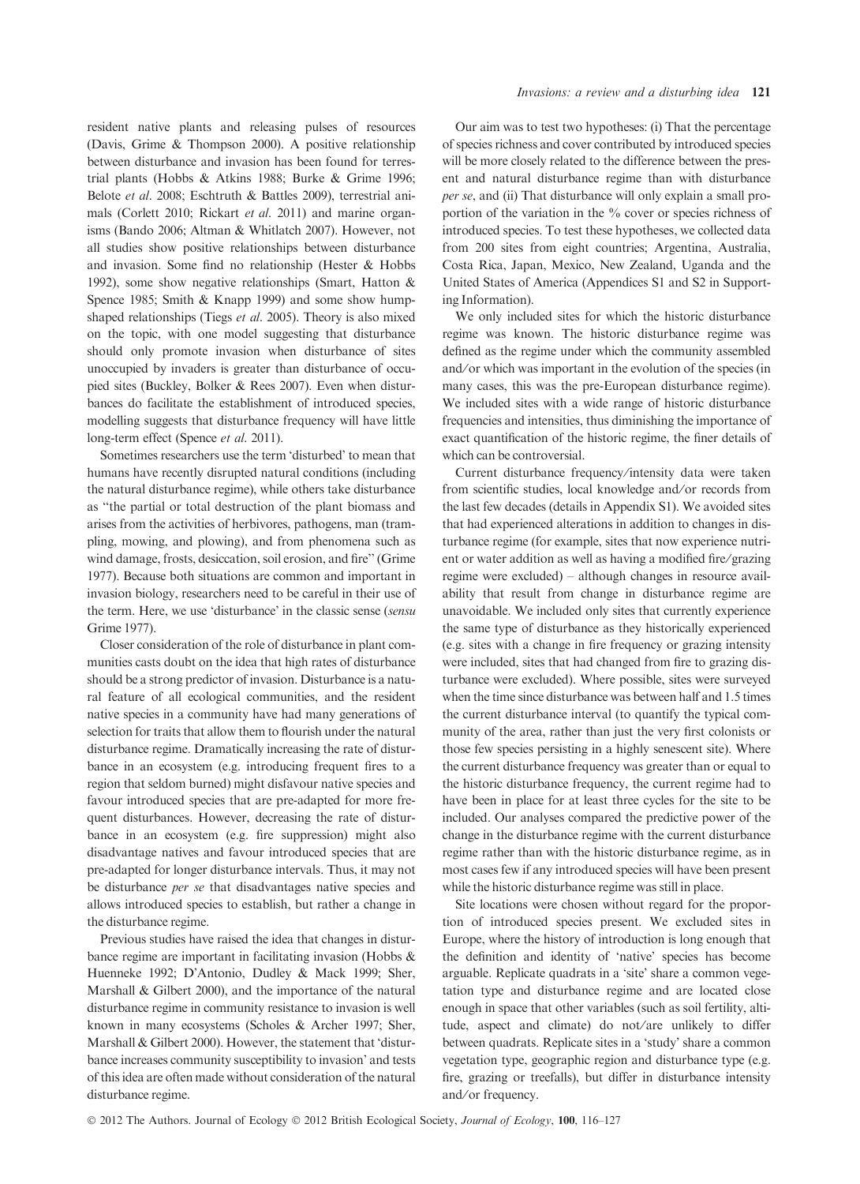resident native plants and releasing pulses of resources (Davis, Grime & Thompson 2000). A positive relationship between disturbance and invasion has been found for terrestrial plants (Hobbs & Atkins 1988; Burke & Grime 1996; Belote *et al*. 2008; Eschtruth & Battles 2009), terrestrial animals (Corlett 2010; Rickart *et al*. 2011) and marine organisms (Bando 2006; Altman & Whitlatch 2007). However, not all studies show positive relationships between disturbance and invasion. Some find no relationship (Hester & Hobbs 1992), some show negative relationships (Smart, Hatton & Spence 1985; Smith & Knapp 1999) and some show hump-shaped relationships (Tiegs *et al*. 2005). Theory is also mixed on the topic, with one model suggesting that disturbance should only promote invasion when disturbance of sites unoccupied by invaders is greater than disturbance of occupied sites (Buckley, Bolker & Rees 2007). Even when disturbances do facilitate the establishment of introduced species, modelling suggests that disturbance frequency will have little long-term effect (Spence *et al*. 2011).

Sometimes researchers use the term 'disturbed' to mean that humans have recently disrupted natural conditions (including the natural disturbance regime), while others take disturbance as "the partial or total destruction of the plant biomass and arises from the activities of herbivores, pathogens, man (trampling, mowing, and plowing), and from phenomena such as wind damage, frosts, desiccation, soil erosion, and fire" (Grime 1977). Because both situations are common and important in invasion biology, researchers need to be careful in their use of the term. Here, we use 'disturbance' in the classic sense (*sensu* Grime 1977).

Closer consideration of the role of disturbance in plant communities casts doubt on the idea that high rates of disturbance should be a strong predictor of invasion. Disturbance is a natural feature of all ecological communities, and the resident native species in a community have had many generations of selection for traits that allow them to flourish under the natural disturbance regime. Dramatically increasing the rate of disturbance in an ecosystem (e.g. introducing frequent fires to a region that seldom burned) might disfavour native species and favour introduced species that are pre-adapted for more frequent disturbances. However, decreasing the rate of disturbance in an ecosystem (e.g. fire suppression) might also disadvantage natives and favour introduced species that are pre-adapted for longer disturbance intervals. Thus, it may not be disturbance *per se* that disadvantages native species and allows introduced species to establish, but rather a change in the disturbance regime.

Previous studies have raised the idea that changes in disturbance regime are important in facilitating invasion (Hobbs & Huenneke 1992; D'Antonio, Dudley & Mack 1999; Sher, Marshall & Gilbert 2000), and the importance of the natural disturbance regime in community resistance to invasion is well known in many ecosystems (Scholes & Archer 1997; Sher, Marshall & Gilbert 2000). However, the statement that 'disturbance increases community susceptibility to invasion' and tests of this idea are often made without consideration of the natural disturbance regime.

Our aim was to test two hypotheses: (i) That the percentage of species richness and cover contributed by introduced species will be more closely related to the difference between the present and natural disturbance regime than with disturbance *per se*, and (ii) That disturbance will only explain a small proportion of the variation in the % cover or species richness of introduced species. To test these hypotheses, we collected data from 200 sites from eight countries; Argentina, Australia, Costa Rica, Japan, Mexico, New Zealand, Uganda and the United States of America (Appendices S1 and S2 in Supporting Information).

We only included sites for which the historic disturbance regime was known. The historic disturbance regime was defined as the regime under which the community assembled and/or which was important in the evolution of the species (in many cases, this was the pre-European disturbance regime). We included sites with a wide range of historic disturbance frequencies and intensities, thus diminishing the importance of exact quantification of the historic regime, the finer details of which can be controversial.

Current disturbance frequency/intensity data were taken from scientific studies, local knowledge and/or records from the last few decades (details in Appendix S1). We avoided sites that had experienced alterations in addition to changes in disturbance regime (for example, sites that now experience nutrient or water addition as well as having a modified fire/grazing regime were excluded) – although changes in resource availability that result from change in disturbance regime are unavoidable. We included only sites that currently experience the same type of disturbance as they historically experienced (e.g. sites with a change in fire frequency or grazing intensity were included, sites that had changed from fire to grazing disturbance were excluded). Where possible, sites were surveyed when the time since disturbance was between half and 1.5 times the current disturbance interval (to quantify the typical community of the area, rather than just the very first colonists or those few species persisting in a highly senescent site). Where the current disturbance frequency was greater than or equal to the historic disturbance frequency, the current regime had to have been in place for at least three cycles for the site to be included. Our analyses compared the predictive power of the change in the disturbance regime with the current disturbance regime rather than with the historic disturbance regime, as in most cases few if any introduced species will have been present while the historic disturbance regime was still in place.

Site locations were chosen without regard for the proportion of introduced species present. We excluded sites in Europe, where the history of introduction is long enough that the definition and identity of 'native' species has become arguable. Replicate quadrats in a 'site' share a common vegetation type and disturbance regime and are located close enough in space that other variables (such as soil fertility, altitude, aspect and climate) do not/are unlikely to differ between quadrats. Replicate sites in a 'study' share a common vegetation type, geographic region and disturbance type (e.g. fire, grazing or treefalls), but differ in disturbance intensity and/or frequency.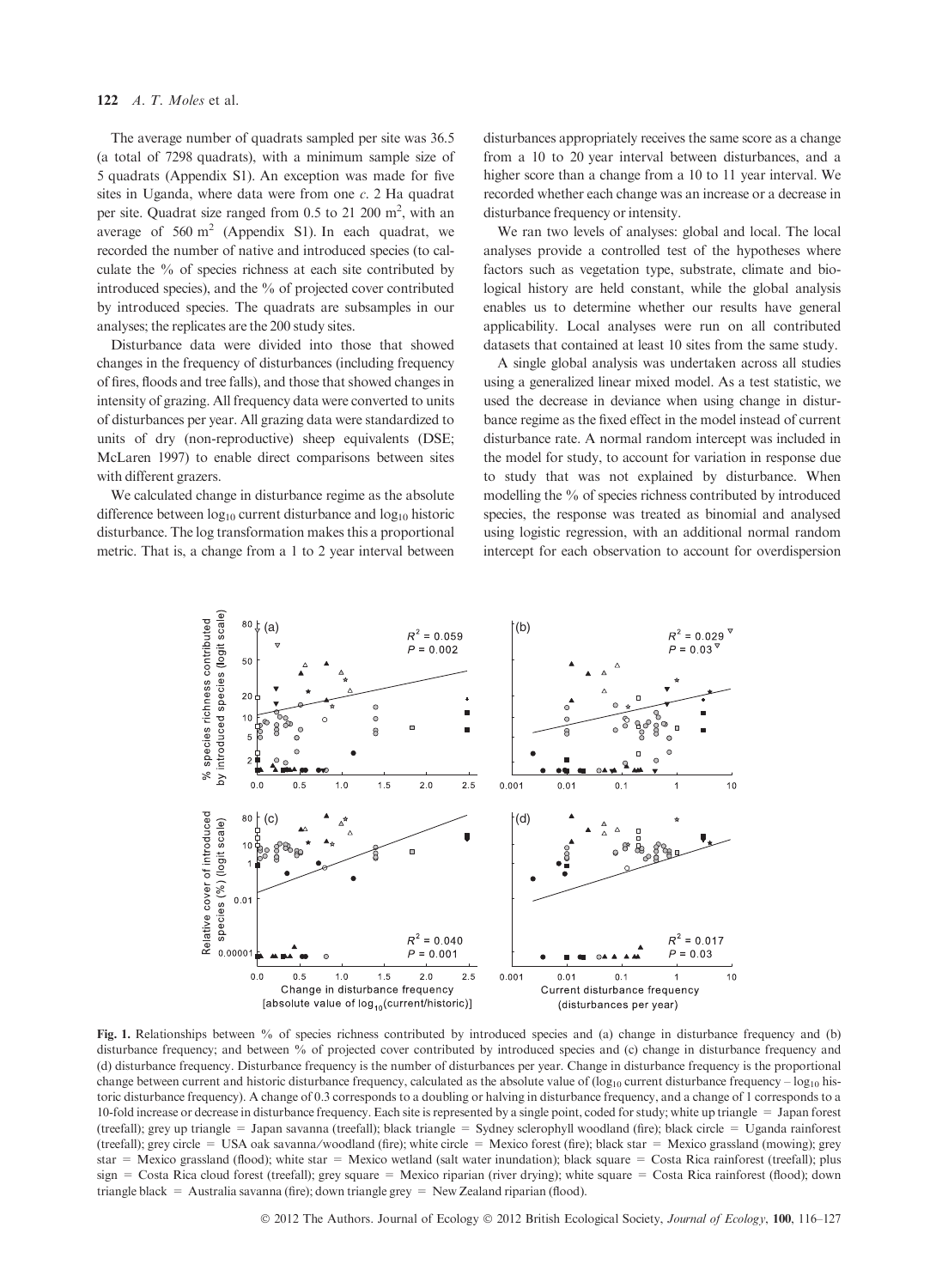The average number of quadrats sampled per site was 36.5 (a total of 7298 quadrats), with a minimum sample size of 5 quadrats (Appendix S1). An exception was made for five sites in Uganda, where data were from one *c.* 2 Ha quadrat per site. Quadrat size ranged from 0.5 to 21 200 m$^2$, with an average of 560 m$^2$ (Appendix S1). In each quadrat, we recorded the number of native and introduced species (to calculate the % of species richness at each site contributed by introduced species), and the % of projected cover contributed by introduced species. The quadrats are subsamples in our analyses; the replicates are the 200 study sites.

Disturbance data were divided into those that showed changes in the frequency of disturbances (including frequency of fires, floods and tree falls), and those that showed changes in intensity of grazing. All frequency data were converted to units of disturbances per year. All grazing data were standardized to units of dry (non-reproductive) sheep equivalents (DSE; McLaren 1997) to enable direct comparisons between sites with different grazers.

We calculated change in disturbance regime as the absolute difference between $\log_{10}$ current disturbance and $\log_{10}$ historic disturbance. The log transformation makes this a proportional metric. That is, a change from a 1 to 2 year interval between disturbances appropriately receives the same score as a change from a 10 to 20 year interval between disturbances, and a higher score than a change from a 10 to 11 year interval. We recorded whether each change was an increase or a decrease in disturbance frequency or intensity.

We ran two levels of analyses: global and local. The local analyses provide a controlled test of the hypotheses where factors such as vegetation type, substrate, climate and biological history are held constant, while the global analysis enables us to determine whether our results have general applicability. Local analyses were run on all contributed datasets that contained at least 10 sites from the same study.

A single global analysis was undertaken across all studies using a generalized linear mixed model. As a test statistic, we used the decrease in deviance when using change in disturbance regime as the fixed effect in the model instead of current disturbance rate. A normal random intercept was included in the model for study, to account for variation in response due to study that was not explained by disturbance. When modelling the % of species richness contributed by introduced species, the response was treated as binomial and analysed using logistic regression, with an additional normal random intercept for each observation to account for overdispersion

(a) $R^2 = 0.059$, $P = 0.002$

(b) $R^2 = 0.029$, $P = 0.03$

(c) $R^2 = 0.040$, $P = 0.001$

(d) $R^2 = 0.017$, $P = 0.03$

% species richness contributed by introduced species (logit scale)

Relative cover of introduced species (%) (logit scale)

Change in disturbance frequency [absolute value of $\log_{10}$(current/historic)]

Current disturbance frequency (disturbances per year)

**Fig. 1.** Relationships between % of species richness contributed by introduced species and (a) change in disturbance frequency and (b) disturbance frequency; and between % of projected cover contributed by introduced species and (c) change in disturbance frequency and (d) disturbance frequency. Disturbance frequency is the number of disturbances per year. Change in disturbance frequency is the proportional change between current and historic disturbance frequency, calculated as the absolute value of ($\log_{10}$ current disturbance frequency – $\log_{10}$ historic disturbance frequency). A change of 0.3 corresponds to a doubling or halving in disturbance frequency, and a change of 1 corresponds to a 10-fold increase or decrease in disturbance frequency. Each site is represented by a single point, coded for study; white up triangle = Japan forest (treefall); grey up triangle = Japan savanna (treefall); black triangle = Sydney sclerophyll woodland (fire); black circle = Uganda rainforest (treefall); grey circle = USA oak savanna/woodland (fire); white circle = Mexico forest (fire); black star = Mexico grassland (mowing); grey star = Mexico grassland (flood); white star = Mexico wetland (salt water inundation); black square = Costa Rica rainforest (treefall); plus sign = Costa Rica cloud forest (treefall); grey square = Mexico riparian (river drying); white square = Costa Rica rainforest (flood); down triangle black = Australia savanna (fire); down triangle grey = New Zealand riparian (flood).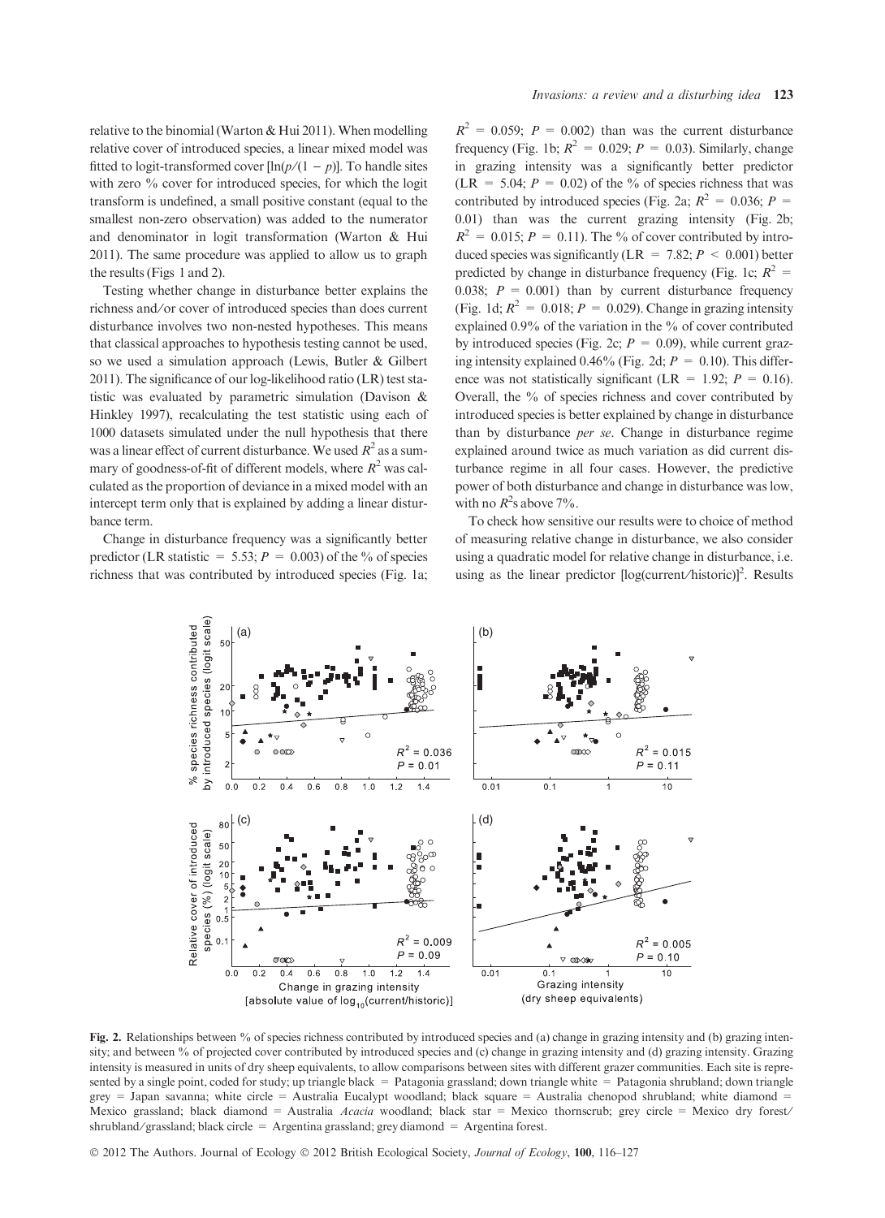relative to the binomial (Warton & Hui 2011). When modelling relative cover of introduced species, a linear mixed model was fitted to logit-transformed cover [$\ln(p/(1-p))$]. To handle sites with zero % cover for introduced species, for which the logit transform is undefined, a small positive constant (equal to the smallest non-zero observation) was added to the numerator and denominator in logit transformation (Warton & Hui 2011). The same procedure was applied to allow us to graph the results (Figs 1 and 2).

Testing whether change in disturbance better explains the richness and/or cover of introduced species than does current disturbance involves two non-nested hypotheses. This means that classical approaches to hypothesis testing cannot be used, so we used a simulation approach (Lewis, Butler & Gilbert 2011). The significance of our log-likelihood ratio (LR) test statistic was evaluated by parametric simulation (Davison & Hinkley 1997), recalculating the test statistic using each of 1000 datasets simulated under the null hypothesis that there was a linear effect of current disturbance. We used $R^2$ as a summary of goodness-of-fit of different models, where $R^2$ was calculated as the proportion of deviance in a mixed model with an intercept term only that is explained by adding a linear disturbance term.

Change in disturbance frequency was a significantly better predictor (LR statistic = 5.53; $P = 0.003$) of the % of species richness that was contributed by introduced species (Fig. 1a; $R^2 = 0.059$; $P = 0.002$) than was the current disturbance frequency (Fig. 1b; $R^2 = 0.029$; $P = 0.03$). Similarly, change in grazing intensity was a significantly better predictor (LR = 5.04; $P = 0.02$) of the % of species richness that was contributed by introduced species (Fig. 2a; $R^2 = 0.036$; $P = 0.01$) than was the current grazing intensity (Fig. 2b; $R^2 = 0.015$; $P = 0.11$). The % of cover contributed by introduced species was significantly (LR = 7.82; $P < 0.001$) better predicted by change in disturbance frequency (Fig. 1c; $R^2 = 0.038$; $P = 0.001$) than by current disturbance frequency (Fig. 1d; $R^2 = 0.018$; $P = 0.029$). Change in grazing intensity explained 0.9% of the variation in the % of cover contributed by introduced species (Fig. 2c; $P = 0.09$), while current grazing intensity explained 0.46% (Fig. 2d; $P = 0.10$). This difference was not statistically significant (LR = 1.92; $P = 0.16$). Overall, the % of species richness and cover contributed by introduced species is better explained by change in disturbance than by disturbance *per se*. Change in disturbance regime explained around twice as much variation as did current disturbance regime in all four cases. However, the predictive power of both disturbance and change in disturbance was low, with no $R^2$s above 7%.

To check how sensitive our results were to choice of method of measuring relative change in disturbance, we also consider using a quadratic model for relative change in disturbance, i.e. using as the linear predictor [log(current/historic)]$^2$. Results

**Fig. 2.** Relationships between % of species richness contributed by introduced species and (a) change in grazing intensity and (b) grazing intensity; and between % of projected cover contributed by introduced species and (c) change in grazing intensity and (d) grazing intensity. Grazing intensity is measured in units of dry sheep equivalents, to allow comparisons between sites with different grazer communities. Each site is represented by a single point, coded for study; up triangle black = Patagonia grassland; down triangle white = Patagonia shrubland; down triangle grey = Japan savanna; white circle = Australia Eucalypt woodland; black square = Australia chenopod shrubland; white diamond = Mexico grassland; black diamond = Australia *Acacia* woodland; black star = Mexico thornscrub; grey circle = Mexico dry forest/shrubland/grassland; black circle = Argentina grassland; grey diamond = Argentina forest.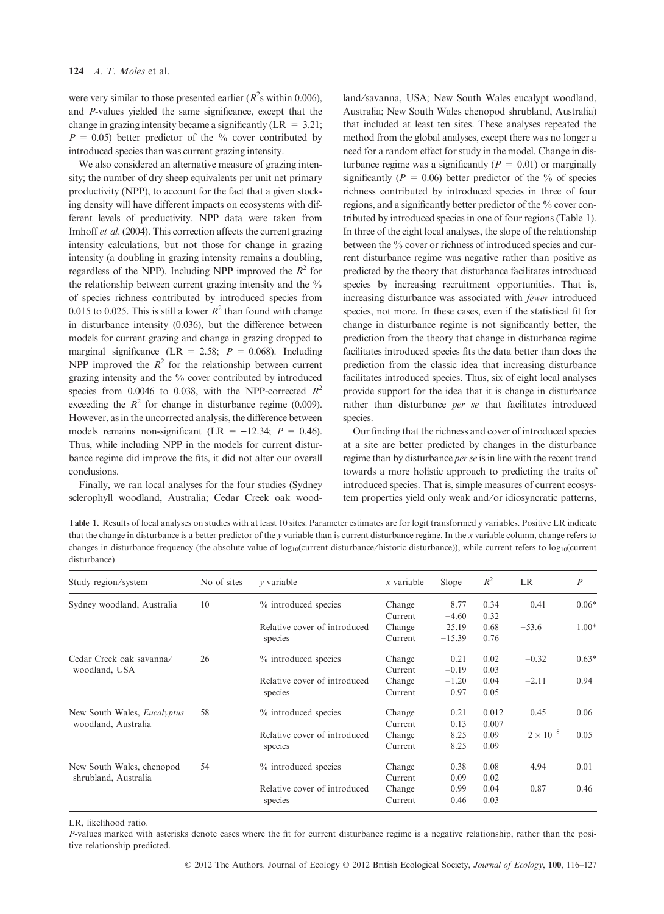were very similar to those presented earlier ($R^2$s within 0.006), and $P$-values yielded the same significance, except that the change in grazing intensity became a significantly (LR = 3.21; $P$ = 0.05) better predictor of the % cover contributed by introduced species than was current grazing intensity.

We also considered an alternative measure of grazing intensity; the number of dry sheep equivalents per unit net primary productivity (NPP), to account for the fact that a given stocking density will have different impacts on ecosystems with different levels of productivity. NPP data were taken from Imhoff *et al.* (2004). This correction affects the current grazing intensity calculations, but not those for change in grazing intensity (a doubling in grazing intensity remains a doubling, regardless of the NPP). Including NPP improved the $R^2$ for the relationship between current grazing intensity and the % of species richness contributed by introduced species from 0.015 to 0.025. This is still a lower $R^2$ than found with change in disturbance intensity (0.036), but the difference between models for current grazing and change in grazing dropped to marginal significance (LR = 2.58; $P$ = 0.068). Including NPP improved the $R^2$ for the relationship between current grazing intensity and the % cover contributed by introduced species from 0.0046 to 0.038, with the NPP-corrected $R^2$ exceeding the $R^2$ for change in disturbance regime (0.009). However, as in the uncorrected analysis, the difference between models remains non-significant (LR = −12.34; $P$ = 0.46). Thus, while including NPP in the models for current disturbance regime did improve the fits, it did not alter our overall conclusions.

Finally, we ran local analyses for the four studies (Sydney sclerophyll woodland, Australia; Cedar Creek oak woodland/savanna, USA; New South Wales eucalypt woodland, Australia; New South Wales chenopod shrubland, Australia) that included at least ten sites. These analyses repeated the method from the global analyses, except there was no longer a need for a random effect for study in the model. Change in disturbance regime was a significantly ($P$ = 0.01) or marginally significantly ($P$ = 0.06) better predictor of the % of species richness contributed by introduced species in three of four regions, and a significantly better predictor of the % cover contributed by introduced species in one of four regions (Table 1). In three of the eight local analyses, the slope of the relationship between the % cover or richness of introduced species and current disturbance regime was negative rather than positive as predicted by the theory that disturbance facilitates introduced species by increasing recruitment opportunities. That is, increasing disturbance was associated with *fewer* introduced species, not more. In these cases, even if the statistical fit for change in disturbance regime is not significantly better, the prediction from the theory that change in disturbance regime facilitates introduced species fits the data better than does the prediction from the classic idea that increasing disturbance facilitates introduced species. Thus, six of eight local analyses provide support for the idea that it is change in disturbance rather than disturbance *per se* that facilitates introduced species.

Our finding that the richness and cover of introduced species at a site are better predicted by changes in the disturbance regime than by disturbance *per se* is in line with the recent trend towards a more holistic approach to predicting the traits of introduced species. That is, simple measures of current ecosystem properties yield only weak and/or idiosyncratic patterns,

**Table 1.** Results of local analyses on studies with at least 10 sites. Parameter estimates are for logit transformed y variables. Positive LR indicate that the change in disturbance is a better predictor of the *y* variable than is current disturbance regime. In the *x* variable column, change refers to changes in disturbance frequency (the absolute value of $\log_{10}$(current disturbance/historic disturbance)), while current refers to $\log_{10}$(current disturbance)

| Study region/system | No of sites | *y* variable | *x* variable | Slope | $R^2$ | LR | $P$ |
|---|---|---|---|---|---|---|---|
| Sydney woodland, Australia | 10 | % introduced species | Change | 8.77 | 0.34 | 0.41 | 0.06* |
| | | | Current | −4.60 | 0.32 | | |
| | | Relative cover of introduced species | Change | 25.19 | 0.68 | −53.6 | 1.00* |
| | | | Current | −15.39 | 0.76 | | |
| Cedar Creek oak savanna/woodland, USA | 26 | % introduced species | Change | 0.21 | 0.02 | −0.32 | 0.63* |
| | | | Current | −0.19 | 0.03 | | |
| | | Relative cover of introduced species | Change | −1.20 | 0.04 | −2.11 | 0.94 |
| | | | Current | 0.97 | 0.05 | | |
| New South Wales, *Eucalyptus* woodland, Australia | 58 | % introduced species | Change | 0.21 | 0.012 | 0.45 | 0.06 |
| | | | Current | 0.13 | 0.007 | | |
| | | Relative cover of introduced species | Change | 8.25 | 0.09 | $2 \times 10^{-8}$ | 0.05 |
| | | | Current | 8.25 | 0.09 | | |
| New South Wales, chenopod shrubland, Australia | 54 | % introduced species | Change | 0.38 | 0.08 | 4.94 | 0.01 |
| | | | Current | 0.09 | 0.02 | | |
| | | Relative cover of introduced species | Change | 0.99 | 0.04 | 0.87 | 0.46 |
| | | | Current | 0.46 | 0.03 | | |

LR, likelihood ratio.

*P*-values marked with asterisks denote cases where the fit for current disturbance regime is a negative relationship, rather than the positive relationship predicted.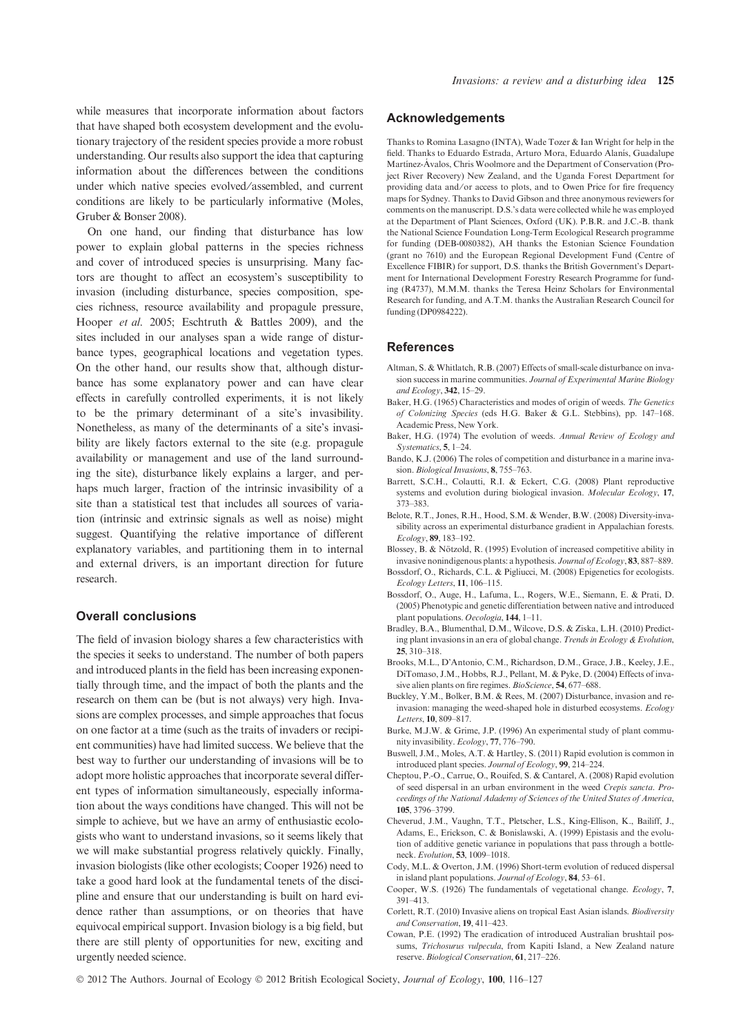while measures that incorporate information about factors that have shaped both ecosystem development and the evolutionary trajectory of the resident species provide a more robust understanding. Our results also support the idea that capturing information about the differences between the conditions under which native species evolved/assembled, and current conditions are likely to be particularly informative (Moles, Gruber & Bonser 2008).

On one hand, our finding that disturbance has low power to explain global patterns in the species richness and cover of introduced species is unsurprising. Many factors are thought to affect an ecosystem's susceptibility to invasion (including disturbance, species composition, species richness, resource availability and propagule pressure, Hooper *et al.* 2005; Eschtruth & Battles 2009), and the sites included in our analyses span a wide range of disturbance types, geographical locations and vegetation types. On the other hand, our results show that, although disturbance has some explanatory power and can have clear effects in carefully controlled experiments, it is not likely to be the primary determinant of a site's invasibility. Nonetheless, as many of the determinants of a site's invasibility are likely factors external to the site (e.g. propagule availability or management and use of the land surrounding the site), disturbance likely explains a larger, and perhaps much larger, fraction of the intrinsic invasibility of a site than a statistical test that includes all sources of variation (intrinsic and extrinsic signals as well as noise) might suggest. Quantifying the relative importance of different explanatory variables, and partitioning them in to internal and external drivers, is an important direction for future research.

## Overall conclusions

The field of invasion biology shares a few characteristics with the species it seeks to understand. The number of both papers and introduced plants in the field has been increasing exponentially through time, and the impact of both the plants and the research on them can be (but is not always) very high. Invasions are complex processes, and simple approaches that focus on one factor at a time (such as the traits of invaders or recipient communities) have had limited success. We believe that the best way to further our understanding of invasions will be to adopt more holistic approaches that incorporate several different types of information simultaneously, especially information about the ways conditions have changed. This will not be simple to achieve, but we have an army of enthusiastic ecologists who want to understand invasions, so it seems likely that we will make substantial progress relatively quickly. Finally, invasion biologists (like other ecologists; Cooper 1926) need to take a good hard look at the fundamental tenets of the discipline and ensure that our understanding is built on hard evidence rather than assumptions, or on theories that have equivocal empirical support. Invasion biology is a big field, but there are still plenty of opportunities for new, exciting and urgently needed science.

## Acknowledgements

Thanks to Romina Lasagno (INTA), Wade Tozer & Ian Wright for help in the field. Thanks to Eduardo Estrada, Arturo Mora, Eduardo Alanís, Guadalupe Martínez-Ávalos, Chris Woolmore and the Department of Conservation (Project River Recovery) New Zealand, and the Uganda Forest Department for providing data and/or access to plots, and to Owen Price for fire frequency maps for Sydney. Thanks to David Gibson and three anonymous reviewers for comments on the manuscript. D.S.'s data were collected while he was employed at the Department of Plant Sciences, Oxford (UK). P.B.R. and J.C.-B. thank the National Science Foundation Long-Term Ecological Research programme for funding (DEB-0080382), AH thanks the Estonian Science Foundation (grant no 7610) and the European Regional Development Fund (Centre of Excellence FIBIR) for support, D.S. thanks the British Government's Department for International Development Forestry Research Programme for funding (R4737), M.M.M. thanks the Teresa Heinz Scholars for Environmental Research for funding, and A.T.M. thanks the Australian Research Council for funding (DP0984222).

## References

Altman, S. & Whitlatch, R.B. (2007) Effects of small-scale disturbance on invasion success in marine communities. *Journal of Experimental Marine Biology and Ecology*, **342**, 15–29.

Baker, H.G. (1965) Characteristics and modes of origin of weeds. *The Genetics of Colonizing Species* (eds H.G. Baker & G.L. Stebbins), pp. 147–168. Academic Press, New York.

Baker, H.G. (1974) The evolution of weeds. *Annual Review of Ecology and Systematics*, **5**, 1–24.

Bando, K.J. (2006) The roles of competition and disturbance in a marine invasion. *Biological Invasions*, **8**, 755–763.

Barrett, S.C.H., Colautti, R.I. & Eckert, C.G. (2008) Plant reproductive systems and evolution during biological invasion. *Molecular Ecology*, **17**, 373–383.

Belote, R.T., Jones, R.H., Hood, S.M. & Wender, B.W. (2008) Diversity-invasibility across an experimental disturbance gradient in Appalachian forests. *Ecology*, **89**, 183–192.

Blossey, B. & Nötzold, R. (1995) Evolution of increased competitive ability in invasive nonindigenous plants: a hypothesis. *Journal of Ecology*, **83**, 887–889.

Bossdorf, O., Richards, C.L. & Pigliucci, M. (2008) Epigenetics for ecologists. *Ecology Letters*, **11**, 106–115.

Bossdorf, O., Auge, H., Lafuma, L., Rogers, W.E., Siemann, E. & Prati, D. (2005) Phenotypic and genetic differentiation between native and introduced plant populations. *Oecologia*, **144**, 1–11.

Bradley, B.A., Blumenthal, D.M., Wilcove, D.S. & Ziska, L.H. (2010) Predicting plant invasions in an era of global change. *Trends in Ecology & Evolution*, **25**, 310–318.

Brooks, M.L., D'Antonio, C.M., Richardson, D.M., Grace, J.B., Keeley, J.E., DiTomaso, J.M., Hobbs, R.J., Pellant, M. & Pyke, D. (2004) Effects of invasive alien plants on fire regimes. *BioScience*, **54**, 677–688.

Buckley, Y.M., Bolker, B.M. & Rees, M. (2007) Disturbance, invasion and re-invasion: managing the weed-shaped hole in disturbed ecosystems. *Ecology Letters*, **10**, 809–817.

Burke, M.J.W. & Grime, J.P. (1996) An experimental study of plant community invasibility. *Ecology*, **77**, 776–790.

Buswell, J.M., Moles, A.T. & Hartley, S. (2011) Rapid evolution is common in introduced plant species. *Journal of Ecology*, **99**, 214–224.

Cheptou, P.-O., Carrue, O., Rouifed, S. & Cantarel, A. (2008) Rapid evolution of seed dispersal in an urban environment in the weed *Crepis sancta*. *Proceedings of the National Adademy of Sciences of the United States of America*, **105**, 3796–3799.

Cheverud, J.M., Vaughn, T.T., Pletscher, L.S., King-Ellison, K., Bailiff, J., Adams, E., Erickson, C. & Bonislawski, A. (1999) Epistasis and the evolution of additive genetic variance in populations that pass through a bottleneck. *Evolution*, **53**, 1009–1018.

Cody, M.L. & Overton, J.M. (1996) Short-term evolution of reduced dispersal in island plant populations. *Journal of Ecology*, **84**, 53–61.

Cooper, W.S. (1926) The fundamentals of vegetational change. *Ecology*, **7**, 391–413.

Corlett, R.T. (2010) Invasive aliens on tropical East Asian islands. *Biodiversity and Conservation*, **19**, 411–423.

Cowan, P.E. (1992) The eradication of introduced Australian brushtail possums, *Trichosurus vulpecula*, from Kapiti Island, a New Zealand nature reserve. *Biological Conservation*, **61**, 217–226.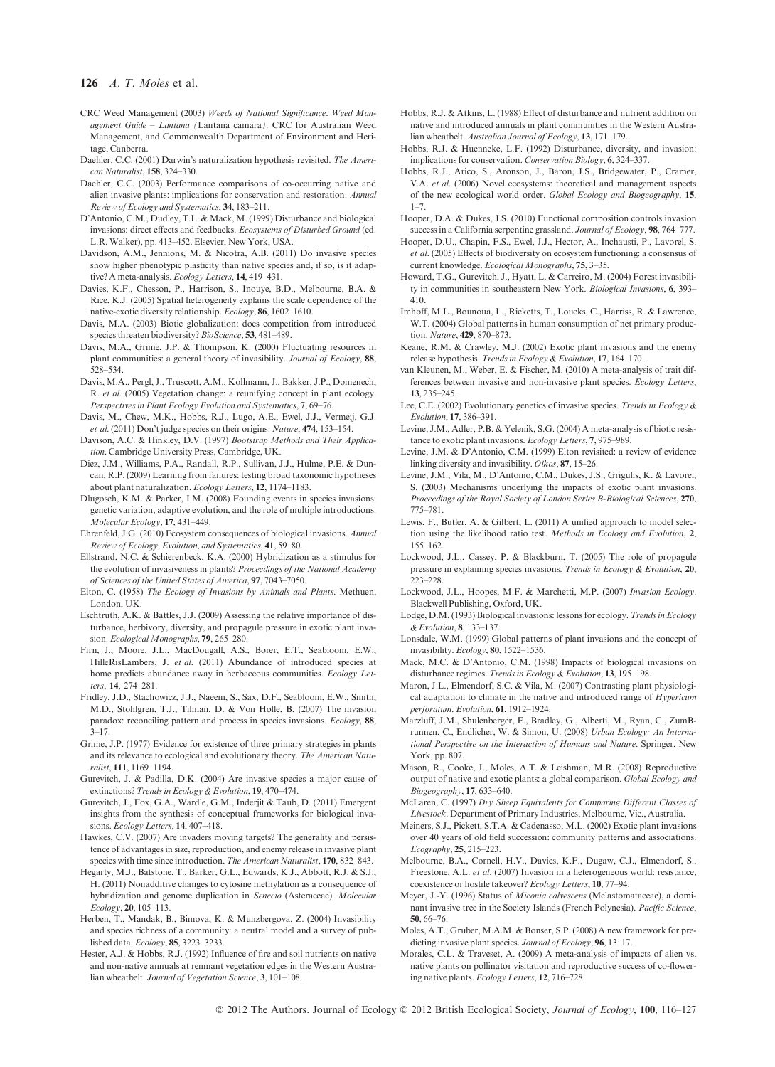CRC Weed Management (2003) *Weeds of National Significance. Weed Management Guide – Lantana (*Lantana camara*)*. CRC for Australian Weed Management, and Commonwealth Department of Environment and Heritage, Canberra.

Daehler, C.C. (2001) Darwin's naturalization hypothesis revisited. *The American Naturalist*, **158**, 324–330.

Daehler, C.C. (2003) Performance comparisons of co-occurring native and alien invasive plants: implications for conservation and restoration. *Annual Review of Ecology and Systematics*, **34**, 183–211.

D'Antonio, C.M., Dudley, T.L. & Mack, M. (1999) Disturbance and biological invasions: direct effects and feedbacks. *Ecosystems of Disturbed Ground* (ed. L.R. Walker), pp. 413–452. Elsevier, New York, USA.

Davidson, A.M., Jennions, M. & Nicotra, A.B. (2011) Do invasive species show higher phenotypic plasticity than native species and, if so, is it adaptive? A meta-analysis. *Ecology Letters*, **14**, 419–431.

Davies, K.F., Chesson, P., Harrison, S., Inouye, B.D., Melbourne, B.A. & Rice, K.J. (2005) Spatial heterogeneity explains the scale dependence of the native-exotic diversity relationship. *Ecology*, **86**, 1602–1610.

Davis, M.A. (2003) Biotic globalization: does competition from introduced species threaten biodiversity? *BioScience*, **53**, 481–489.

Davis, M.A., Grime, J.P. & Thompson, K. (2000) Fluctuating resources in plant communities: a general theory of invasibility. *Journal of Ecology*, **88**, 528–534.

Davis, M.A., Pergl, J., Truscott, A.M., Kollmann, J., Bakker, J.P., Domenech, R. *et al.* (2005) Vegetation change: a reunifying concept in plant ecology. *Perspectives in Plant Ecology Evolution and Systematics*, **7**, 69–76.

Davis, M., Chew, M.K., Hobbs, R.J., Lugo, A.E., Ewel, J.J., Vermeij, G.J. *et al.* (2011) Don't judge species on their origins. *Nature*, **474**, 153–154.

Davison, A.C. & Hinkley, D.V. (1997) *Bootstrap Methods and Their Application*. Cambridge University Press, Cambridge, UK.

Diez, J.M., Williams, P.A., Randall, R.P., Sullivan, J.J., Hulme, P.E. & Duncan, R.P. (2009) Learning from failures: testing broad taxonomic hypotheses about plant naturalization. *Ecology Letters*, **12**, 1174–1183.

Dlugosch, K.M. & Parker, I.M. (2008) Founding events in species invasions: genetic variation, adaptive evolution, and the role of multiple introductions. *Molecular Ecology*, **17**, 431–449.

Ehrenfeld, J.G. (2010) Ecosystem consequences of biological invasions. *Annual Review of Ecology, Evolution, and Systematics*, **41**, 59–80.

Ellstrand, N.C. & Schierenbeck, K.A. (2000) Hybridization as a stimulus for the evolution of invasiveness in plants? *Proceedings of the National Academy of Sciences of the United States of America*, **97**, 7043–7050.

Elton, C. (1958) *The Ecology of Invasions by Animals and Plants*. Methuen, London, UK.

Eschtruth, A.K. & Battles, J.J. (2009) Assessing the relative importance of disturbance, herbivory, diversity, and propagule pressure in exotic plant invasion. *Ecological Monographs*, **79**, 265–280.

Firn, J., Moore, J.L., MacDougall, A.S., Borer, E.T., Seabloom, E.W., HilleRisLambers, J. *et al.* (2011) Abundance of introduced species at home predicts abundance away in herbaceous communities. *Ecology Letters*, **14**, 274–281.

Fridley, J.D., Stachowicz, J.J., Naeem, S., Sax, D.F., Seabloom, E.W., Smith, M.D., Stohlgren, T.J., Tilman, D. & Von Holle, B. (2007) The invasion paradox: reconciling pattern and process in species invasions. *Ecology*, **88**, 3–17.

Grime, J.P. (1977) Evidence for existence of three primary strategies in plants and its relevance to ecological and evolutionary theory. *The American Naturalist*, **111**, 1169–1194.

Gurevitch, J. & Padilla, D.K. (2004) Are invasive species a major cause of extinctions? *Trends in Ecology & Evolution*, **19**, 470–474.

Gurevitch, J., Fox, G.A., Wardle, G.M., Inderjit & Taub, D. (2011) Emergent insights from the synthesis of conceptual frameworks for biological invasions. *Ecology Letters*, **14**, 407–418.

Hawkes, C.V. (2007) Are invaders moving targets? The generality and persistence of advantages in size, reproduction, and enemy release in invasive plant species with time since introduction. *The American Naturalist*, **170**, 832–843.

Hegarty, M.J., Batstone, T., Barker, G.L., Edwards, K.J., Abbott, R.J. & S.J., H. (2011) Nonadditive changes to cytosine methylation as a consequence of hybridization and genome duplication in *Senecio* (Asteraceae). *Molecular Ecology*, **20**, 105–113.

Herben, T., Mandak, B., Bimova, K. & Munzbergova, Z. (2004) Invasibility and species richness of a community: a neutral model and a survey of published data. *Ecology*, **85**, 3223–3233.

Hester, A.J. & Hobbs, R.J. (1992) Influence of fire and soil nutrients on native and non-native annuals at remnant vegetation edges in the Western Australian wheatbelt. *Journal of Vegetation Science*, **3**, 101–108.

Hobbs, R.J. & Atkins, L. (1988) Effect of disturbance and nutrient addition on native and introduced annuals in plant communities in the Western Australian wheatbelt. *Australian Journal of Ecology*, **13**, 171–179.

Hobbs, R.J. & Huenneke, L.F. (1992) Disturbance, diversity, and invasion: implications for conservation. *Conservation Biology*, **6**, 324–337.

Hobbs, R.J., Arico, S., Aronson, J., Baron, J.S., Bridgewater, P., Cramer, V.A. *et al.* (2006) Novel ecosystems: theoretical and management aspects of the new ecological world order. *Global Ecology and Biogeography*, **15**, 1–7.

Hooper, D.A. & Dukes, J.S. (2010) Functional composition controls invasion success in a California serpentine grassland. *Journal of Ecology*, **98**, 764–777.

Hooper, D.U., Chapin, F.S., Ewel, J.J., Hector, A., Inchausti, P., Lavorel, S. *et al.* (2005) Effects of biodiversity on ecosystem functioning: a consensus of current knowledge. *Ecological Monographs*, **75**, 3–35.

Howard, T.G., Gurevitch, J., Hyatt, L. & Carreiro, M. (2004) Forest invasibility in communities in southeastern New York. *Biological Invasions*, **6**, 393–410.

Imhoff, M.L., Bounoua, L., Ricketts, T., Loucks, C., Harriss, R. & Lawrence, W.T. (2004) Global patterns in human consumption of net primary production. *Nature*, **429**, 870–873.

Keane, R.M. & Crawley, M.J. (2002) Exotic plant invasions and the enemy release hypothesis. *Trends in Ecology & Evolution*, **17**, 164–170.

van Kleunen, M., Weber, E. & Fischer, M. (2010) A meta-analysis of trait differences between invasive and non-invasive plant species. *Ecology Letters*, **13**, 235–245.

Lee, C.E. (2002) Evolutionary genetics of invasive species. *Trends in Ecology & Evolution*, **17**, 386–391.

Levine, J.M., Adler, P.B. & Yelenik, S.G. (2004) A meta-analysis of biotic resistance to exotic plant invasions. *Ecology Letters*, **7**, 975–989.

Levine, J.M. & D'Antonio, C.M. (1999) Elton revisited: a review of evidence linking diversity and invasibility. *Oikos*, **87**, 15–26.

Levine, J.M., Vila, M., D'Antonio, C.M., Dukes, J.S., Grigulis, K. & Lavorel, S. (2003) Mechanisms underlying the impacts of exotic plant invasions. *Proceedings of the Royal Society of London Series B-Biological Sciences*, **270**, 775–781.

Lewis, F., Butler, A. & Gilbert, L. (2011) A unified approach to model selection using the likelihood ratio test. *Methods in Ecology and Evolution*, **2**, 155–162.

Lockwood, J.L., Cassey, P. & Blackburn, T. (2005) The role of propagule pressure in explaining species invasions. *Trends in Ecology & Evolution*, **20**, 223–228.

Lockwood, J.L., Hoopes, M.F. & Marchetti, M.P. (2007) *Invasion Ecology*. Blackwell Publishing, Oxford, UK.

Lodge, D.M. (1993) Biological invasions: lessons for ecology. *Trends in Ecology & Evolution*, **8**, 133–137.

Lonsdale, W.M. (1999) Global patterns of plant invasions and the concept of invasibility. *Ecology*, **80**, 1522–1536.

Mack, M.C. & D'Antonio, C.M. (1998) Impacts of biological invasions on disturbance regimes. *Trends in Ecology & Evolution*, **13**, 195–198.

Maron, J.L., Elmendorf, S.C. & Vila, M. (2007) Contrasting plant physiological adaptation to climate in the native and introduced range of *Hypericum perforatum*. *Evolution*, **61**, 1912–1924.

Marzluff, J.M., Shulenberger, E., Bradley, G., Alberti, M., Ryan, C., ZumBrunnen, C., Endlicher, W. & Simon, U. (2008) *Urban Ecology: An International Perspective on the Interaction of Humans and Nature*. Springer, New York, pp. 807.

Mason, R., Cooke, J., Moles, A.T. & Leishman, M.R. (2008) Reproductive output of native and exotic plants: a global comparison. *Global Ecology and Biogeography*, **17**, 633–640.

McLaren, C. (1997) *Dry Sheep Equivalents for Comparing Different Classes of Livestock*. Department of Primary Industries, Melbourne, Vic., Australia.

Meiners, S.J., Pickett, S.T.A. & Cadenasso, M.L. (2002) Exotic plant invasions over 40 years of old field succession: community patterns and associations. *Ecography*, **25**, 215–223.

Melbourne, B.A., Cornell, H.V., Davies, K.F., Dugaw, C.J., Elmendorf, S., Freestone, A.L. *et al.* (2007) Invasion in a heterogeneous world: resistance, coexistence or hostile takeover? *Ecology Letters*, **10**, 77–94.

Meyer, J.-Y. (1996) Status of *Miconia calvescens* (Melastomataceae), a dominant invasive tree in the Society Islands (French Polynesia). *Pacific Science*, **50**, 66–76.

Moles, A.T., Gruber, M.A.M. & Bonser, S.P. (2008) A new framework for predicting invasive plant species. *Journal of Ecology*, **96**, 13–17.

Morales, C.L. & Traveset, A. (2009) A meta-analysis of impacts of alien vs. native plants on pollinator visitation and reproductive success of co-flowering native plants. *Ecology Letters*, **12**, 716–728.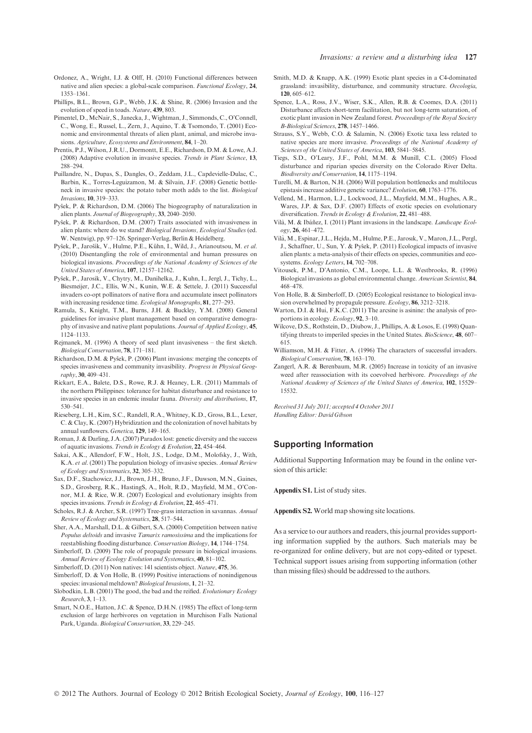Ordonez, A., Wright, I.J. & Olff, H. (2010) Functional differences between native and alien species: a global-scale comparison. *Functional Ecology*, **24**, 1353–1361.

Phillips, B.L., Brown, G.P., Webb, J.K. & Shine, R. (2006) Invasion and the evolution of speed in toads. *Nature*, **439**, 803.

Pimentel, D., McNair, S., Janecka, J., Wightman, J., Simmonds, C., O'Connell, C., Wong, E., Russel, L., Zern, J., Aquino, T. & Tsomondo, T. (2001) Economic and environmental threats of alien plant, animal, and microbe invasions. *Agriculture, Ecosystems and Environment*, **84**, 1–20.

Prentis, P.J., Wilson, J.R.U., Dormontt, E.E., Richardson, D.M. & Lowe, A.J. (2008) Adaptive evolution in invasive species. *Trends in Plant Science*, **13**, 288–294.

Puillandre, N., Dupas, S., Dangles, O., Zeddam, J.L., Capdevielle-Dulac, C., Barbin, K., Torres-Leguizamon, M. & Silvain, J.F. (2008) Genetic bottleneck in invasive species: the potato tuber moth adds to the list. *Biological Invasions*, **10**, 319–333.

Pyšek, P. & Richardson, D.M. (2006) The biogeography of naturalization in alien plants. *Journal of Biogeography*, **33**, 2040–2050.

Pyšek, P. & Richardson, D.M. (2007) Traits associated with invasiveness in alien plants: where do we stand? *Biological Invasions, Ecological Studies* (ed. W. Nentwig), pp. 97–126. Springer-Verlag, Berlin & Heidelberg.

Pyšek, P., Jarošík, V., Hulme, P.E., Kühn, I., Wild, J., Arianoutsou, M. *et al.* (2010) Disentangling the role of environmental and human pressures on biological invasions. *Proceedings of the National Academy of Sciences of the United States of America*, **107**, 12157–12162.

Pyšek, P., Jarosik, V., Chytry, M., Danihelka, J., Kuhn, I., Jergl, J., Tichy, L., Biesmeijer, J.C., Ellis, W.N., Kunin, W.E. & Settele, J. (2011) Successful invaders co-opt pollinators of native flora and accumulate insect pollinators with increasing residence time. *Ecological Monographs*, **81**, 277–293.

Ramula, S., Knight, T.M., Burns, J.H. & Buckley, Y.M. (2008) General guidelines for invasive plant management based on comparative demography of invasive and native plant populations. *Journal of Applied Ecology*, **45**, 1124–1133.

Rejmanek, M. (1996) A theory of seed plant invasiveness – the first sketch. *Biological Conservation*, **78**, 171–181.

Richardson, D.M. & Pyšek, P. (2006) Plant invasions: merging the concepts of species invasiveness and community invasibility. *Progress in Physical Geography*, **30**, 409–431.

Rickart, E.A., Balete, D.S., Rowe, R.J. & Heaney, L.R. (2011) Mammals of the northern Philippines: tolerance for habitat disturbance and resistance to invasive species in an endemic insular fauna. *Diversity and distributions*, **17**, 530–541.

Rieseberg, L.H., Kim, S.C., Randell, R.A., Whitney, K.D., Gross, B.L., Lexer, C. & Clay, K. (2007) Hybridization and the colonization of novel habitats by annual sunflowers. *Genetica*, **129**, 149–165.

Roman, J. & Darling, J.A. (2007) Paradox lost: genetic diversity and the success of aquatic invasions. *Trends in Ecology & Evolution*, **22**, 454–464.

Sakai, A.K., Allendorf, F.W., Holt, J.S., Lodge, D.M., Molofsky, J., With, K.A. *et al.* (2001) The population biology of invasive species. *Annual Review of Ecology and Systematics*, **32**, 305–332.

Sax, D.F., Stachowicz, J.J., Brown, J.H., Bruno, J.F., Dawson, M.N., Gaines, S.D., Grosberg, R.K., HastingS, A., Holt, R.D., Mayfield, M.M., O'Connor, M.I. & Rice, W.R. (2007) Ecological and evolutionary insights from species invasions. *Trends in Ecology & Evolution*, **22**, 465–471.

Scholes, R.J. & Archer, S.R. (1997) Tree-grass interaction in savannas. *Annual Review of Ecology and Systematics*, **28**, 517–544.

Sher, A.A., Marshall, D.L. & Gilbert, S.A. (2000) Competition between native *Populus deltoids* and invasive *Tamarix ramosissima* and the implications for reestablishing flooding disturbance. *Conservation Biology*, **14**, 1744–1754.

Simberloff, D. (2009) The role of propagule pressure in biological invasions. *Annual Review of Ecology Evolution and Systematics*, **40**, 81–102.

Simberloff, D. (2011) Non natives: 141 scientists object. *Nature*, **475**, 36.

Simberloff, D. & Von Holle, B. (1999) Positive interactions of nonindigenous species: invasional meltdown? *Biological Invasions*, **1**, 21–32.

Slobodkin, L.B. (2001) The good, the bad and the reified. *Evolutionary Ecology Research*, **3**, 1–13.

Smart, N.O.E., Hatton, J.C. & Spence, D.H.N. (1985) The effect of long-term exclusion of large herbivores on vegetation in Murchison Falls National Park, Uganda. *Biological Conservation*, **33**, 229–245.

Smith, M.D. & Knapp, A.K. (1999) Exotic plant species in a C4-dominated grassland: invasibility, disturbance, and community structure. *Oecologia*, **120**, 605–612.

Spence, L.A., Ross, J.V., Wiser, S.K., Allen, R.B. & Coomes, D.A. (2011) Disturbance affects short-term facilitation, but not long-term saturation, of exotic plant invasion in New Zealand forest. *Proceedings of the Royal Society B-Biological Sciences*, **278**, 1457–1466.

Strauss, S.Y., Webb, C.O. & Salamin, N. (2006) Exotic taxa less related to native species are more invasive. *Proceedings of the National Academy of Sciences of the United States of America*, **103**, 5841–5845.

Tiegs, S.D., O'Leary, J.F., Pohl, M.M. & Munill, C.L. (2005) Flood disturbance and riparian species diversity on the Colorado River Delta. *Biodiversity and Conservation*, **14**, 1175–1194.

Turelli, M. & Barton, N.H. (2006) Will population bottlenecks and multilocus epistasis increase additive genetic variance? *Evolution*, **60**, 1763–1776.

Vellend, M., Harmon, L.J., Lockwood, J.L., Mayfield, M.M., Hughes, A.R., Wares, J.P. & Sax, D.F. (2007) Effects of exotic species on evolutionary diversification. *Trends in Ecology & Evolution*, **22**, 481–488.

Vilà, M. & Ibáñez, I. (2011) Plant invasions in the landscape. *Landscape Ecology*, **26**, 461–472.

Vilà, M., Espinar, J.L., Hejda, M., Hulme, P.E., Jarosık, V., Maron, J.L., Pergl, J., Schaffner, U., Sun, Y. & Pyšek, P. (2011) Ecological impacts of invasive alien plants: a meta-analysis of their effects on species, communities and ecosystems. *Ecology Letters*, **14**, 702–708.

Vitousek, P.M., D'Antonio, C.M., Loope, L.L. & Westbrooks, R. (1996) Biological invasions as global environmental change. *American Scientist*, **84**, 468–478.

Von Holle, B. & Simberloff, D. (2005) Ecological resistance to biological invasion overwhelmed by propagule pressure. *Ecology*, **86**, 3212–3218.

Warton, D.I. & Hui, F.K.C. (2011) The arcsine is asinine: the analysis of proportions in ecology. *Ecology*, **92**, 3–10.

Wilcove, D.S., Rothstein, D., Diubow, J., Phillips, A. & Losos, E. (1998) Quantifying threats to imperiled species in the United States. *BioScience*, **48**, 607–615.

Williamson, M.H. & Fitter, A. (1996) The characters of successful invaders. *Biological Conservation*, **78**, 163–170.

Zangerl, A.R. & Berenbaum, M.R. (2005) Increase in toxicity of an invasive weed after reassociation with its coevolved herbivore. *Proceedings of the National Academy of Sciences of the United States of America*, **102**, 15529–15532.

*Received 31 July 2011; accepted 4 October 2011*
*Handling Editor: David Gibson*

## Supporting Information

Additional Supporting Information may be found in the online version of this article:

**Appendix S1.** List of study sites.

**Appendix S2.** World map showing site locations.

As a service to our authors and readers, this journal provides supporting information supplied by the authors. Such materials may be re-organized for online delivery, but are not copy-edited or typeset. Technical support issues arising from supporting information (other than missing files) should be addressed to the authors.